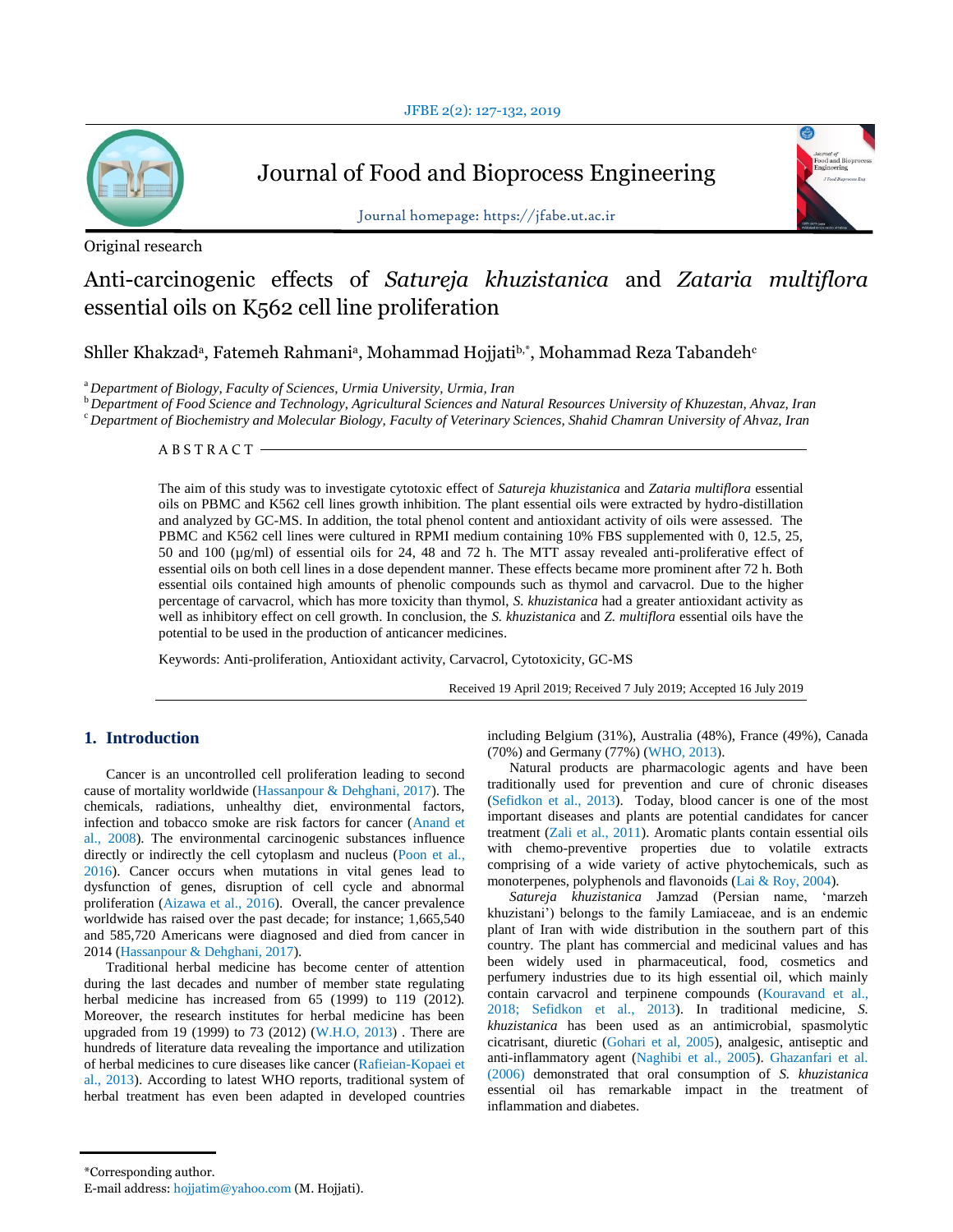Journal of Food and Bioprocess Engineering

Journal homepage: https://jfabe.ut.ac.ir

Original research

# Anti-carcinogenic effects of *Satureja khuzistanica* and *Zataria multiflora* essential oils on K562 cell line proliferation

Shller Khakzad[a], Fatemeh Rahmani[a], Mohammad Hojjati[b,*], Mohammad Reza Tabandeh[c]

[a] *Department of Biology, Faculty of Sciences, Urmia University, Urmia, Iran*
[b] *Department of Food Science and Technology, Agricultural Sciences and Natural Resources University of Khuzestan, Ahvaz, Iran*
[c] *Department of Biochemistry and Molecular Biology, Faculty of Veterinary Sciences, Shahid Chamran University of Ahvaz, Iran*

## ABSTRACT

The aim of this study was to investigate cytotoxic effect of *Satureja khuzistanica* and *Zataria multiflora* essential oils on PBMC and K562 cell lines growth inhibition. The plant essential oils were extracted by hydro-distillation and analyzed by GC-MS. In addition, the total phenol content and antioxidant activity of oils were assessed. The PBMC and K562 cell lines were cultured in RPMI medium containing 10% FBS supplemented with 0, 12.5, 25, 50 and 100 (µg/ml) of essential oils for 24, 48 and 72 h. The MTT assay revealed anti-proliferative effect of essential oils on both cell lines in a dose dependent manner. These effects became more prominent after 72 h. Both essential oils contained high amounts of phenolic compounds such as thymol and carvacrol. Due to the higher percentage of carvacrol, which has more toxicity than thymol, *S. khuzistanica* had a greater antioxidant activity as well as inhibitory effect on cell growth. In conclusion, the *S. khuzistanica* and *Z. multiflora* essential oils have the potential to be used in the production of anticancer medicines.

Keywords: Anti-proliferation, Antioxidant activity, Carvacrol, Cytotoxicity, GC-MS

Received 19 April 2019; Received 7 July 2019; Accepted 16 July 2019

## 1. Introduction

Cancer is an uncontrolled cell proliferation leading to second cause of mortality worldwide (Hassanpour & Dehghani, 2017). The chemicals, radiations, unhealthy diet, environmental factors, infection and tobacco smoke are risk factors for cancer (Anand et al., 2008). The environmental carcinogenic substances influence directly or indirectly the cell cytoplasm and nucleus (Poon et al., 2016). Cancer occurs when mutations in vital genes lead to dysfunction of genes, disruption of cell cycle and abnormal proliferation (Aizawa et al., 2016). Overall, the cancer prevalence worldwide has raised over the past decade; for instance; 1,665,540 and 585,720 Americans were diagnosed and died from cancer in 2014 (Hassanpour & Dehghani, 2017).

Traditional herbal medicine has become center of attention during the last decades and number of member state regulating herbal medicine has increased from 65 (1999) to 119 (2012). Moreover, the research institutes for herbal medicine has been upgraded from 19 (1999) to 73 (2012) (W.H.O, 2013) . There are hundreds of literature data revealing the importance and utilization of herbal medicines to cure diseases like cancer (Rafieian-Kopaei et al., 2013). According to latest WHO reports, traditional system of herbal treatment has even been adapted in developed countries including Belgium (31%), Australia (48%), France (49%), Canada (70%) and Germany (77%) (WHO, 2013).

Natural products are pharmacologic agents and have been traditionally used for prevention and cure of chronic diseases (Sefidkon et al., 2013). Today, blood cancer is one of the most important diseases and plants are potential candidates for cancer treatment (Zali et al., 2011). Aromatic plants contain essential oils with chemo-preventive properties due to volatile extracts comprising of a wide variety of active phytochemicals, such as monoterpenes, polyphenols and flavonoids (Lai & Roy, 2004).

*Satureja khuzistanica* Jamzad (Persian name, 'marzeh khuzistani') belongs to the family Lamiaceae, and is an endemic plant of Iran with wide distribution in the southern part of this country. The plant has commercial and medicinal values and has been widely used in pharmaceutical, food, cosmetics and perfumery industries due to its high essential oil, which mainly contain carvacrol and terpinene compounds (Kouravand et al., 2018; Sefidkon et al., 2013). In traditional medicine, *S. khuzistanica* has been used as an antimicrobial, spasmolytic cicatrisant, diuretic (Gohari et al, 2005), analgesic, antiseptic and anti-inflammatory agent (Naghibi et al., 2005). Ghazanfari et al. (2006) demonstrated that oral consumption of *S. khuzistanica* essential oil has remarkable impact in the treatment of inflammation and diabetes.

*Corresponding author.
E-mail address: hojjatim@yahoo.com (M. Hojjati).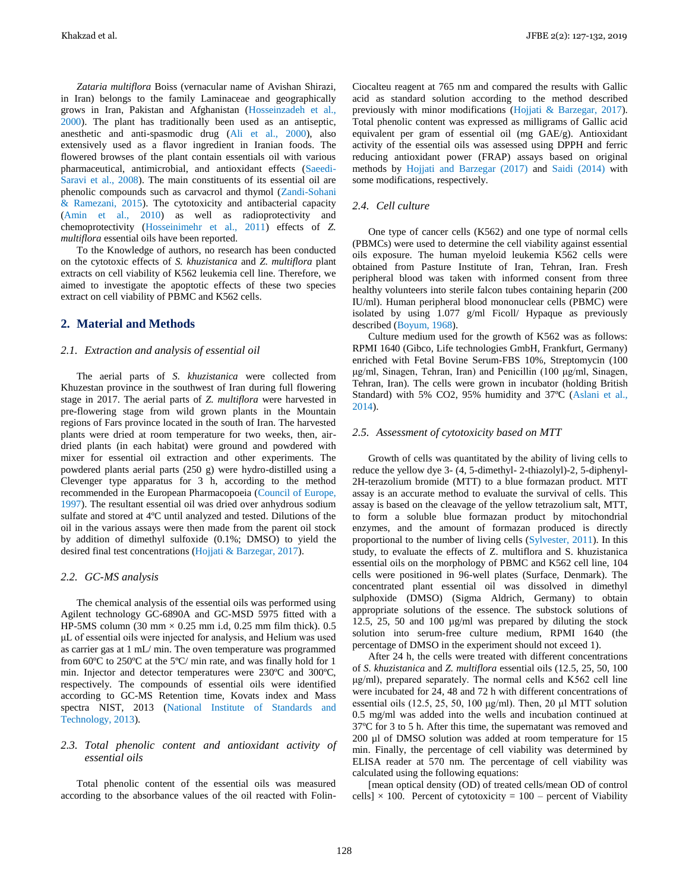*Zataria multiflora* Boiss (vernacular name of Avishan Shirazi, in Iran) belongs to the family Laminaceae and geographically grows in Iran, Pakistan and Afghanistan (Hosseinzadeh et al., 2000). The plant has traditionally been used as an antiseptic, anesthetic and anti-spasmodic drug (Ali et al., 2000), also extensively used as a flavor ingredient in Iranian foods. The flowered browses of the plant contain essentials oil with various pharmaceutical, antimicrobial, and antioxidant effects (Saeedi-Saravi et al., 2008). The main constituents of its essential oil are phenolic compounds such as carvacrol and thymol (Zandi-Sohani & Ramezani, 2015). The cytotoxicity and antibacterial capacity (Amin et al., 2010) as well as radioprotectivity and chemoprotectivity (Hosseinimehr et al., 2011) effects of *Z. multiflora* essential oils have been reported.

To the Knowledge of authors, no research has been conducted on the cytotoxic effects of *S. khuzistanica* and *Z. multiflora* plant extracts on cell viability of K562 leukemia cell line. Therefore, we aimed to investigate the apoptotic effects of these two species extract on cell viability of PBMC and K562 cells.

## 2. Material and Methods

### 2.1. Extraction and analysis of essential oil

The aerial parts of *S. khuzistanica* were collected from Khuzestan province in the southwest of Iran during full flowering stage in 2017. The aerial parts of *Z. multiflora* were harvested in pre-flowering stage from wild grown plants in the Mountain regions of Fars province located in the south of Iran. The harvested plants were dried at room temperature for two weeks, then, air-dried plants (in each habitat) were ground and powdered with mixer for essential oil extraction and other experiments. The powdered plants aerial parts (250 g) were hydro-distilled using a Clevenger type apparatus for 3 h, according to the method recommended in the European Pharmacopoeia (Council of Europe, 1997). The resultant essential oil was dried over anhydrous sodium sulfate and stored at 4ºC until analyzed and tested. Dilutions of the oil in the various assays were then made from the parent oil stock by addition of dimethyl sulfoxide (0.1%; DMSO) to yield the desired final test concentrations (Hojjati & Barzegar, 2017).

### 2.2. GC-MS analysis

The chemical analysis of the essential oils was performed using Agilent technology GC-6890A and GC-MSD 5975 fitted with a HP-5MS column (30 mm × 0.25 mm i.d, 0.25 mm film thick). 0.5 µL of essential oils were injected for analysis, and Helium was used as carrier gas at 1 mL/ min. The oven temperature was programmed from 60ºC to 250ºC at the 5ºC/ min rate, and was finally hold for 1 min. Injector and detector temperatures were 230ºC and 300ºC, respectively. The compounds of essential oils were identified according to GC-MS Retention time, Kovats index and Mass spectra NIST, 2013 (National Institute of Standards and Technology, 2013).

### 2.3. Total phenolic content and antioxidant activity of essential oils

Total phenolic content of the essential oils was measured according to the absorbance values of the oil reacted with Folin-Ciocalteu reagent at 765 nm and compared the results with Gallic acid as standard solution according to the method described previously with minor modifications (Hojjati & Barzegar, 2017). Total phenolic content was expressed as milligrams of Gallic acid equivalent per gram of essential oil (mg GAE/g). Antioxidant activity of the essential oils was assessed using DPPH and ferric reducing antioxidant power (FRAP) assays based on original methods by Hojjati and Barzegar (2017) and Saidi (2014) with some modifications, respectively.

### 2.4. Cell culture

One type of cancer cells (K562) and one type of normal cells (PBMCs) were used to determine the cell viability against essential oils exposure. The human myeloid leukemia K562 cells were obtained from Pasture Institute of Iran, Tehran, Iran. Fresh peripheral blood was taken with informed consent from three healthy volunteers into sterile falcon tubes containing heparin (200 IU/ml). Human peripheral blood mononuclear cells (PBMC) were isolated by using 1.077 g/ml Ficoll/ Hypaque as previously described (Boyum, 1968).

Culture medium used for the growth of K562 was as follows: RPMI 1640 (Gibco, Life technologies GmbH, Frankfurt, Germany) enriched with Fetal Bovine Serum-FBS 10%, Streptomycin (100 µg/ml, Sinagen, Tehran, Iran) and Penicillin (100 µg/ml, Sinagen, Tehran, Iran). The cells were grown in incubator (holding British Standard) with 5% $CO_2$, 95% humidity and 37ºC (Aslani et al., 2014).

### 2.5. Assessment of cytotoxicity based on MTT

Growth of cells was quantitated by the ability of living cells to reduce the yellow dye 3- (4, 5-dimethyl- 2-thiazolyl)-2, 5-diphenyl-2H-terazolium bromide (MTT) to a blue formazan product. MTT assay is an accurate method to evaluate the survival of cells. This assay is based on the cleavage of the yellow tetrazolium salt, MTT, to form a soluble blue formazan product by mitochondrial enzymes, and the amount of formazan produced is directly proportional to the number of living cells (Sylvester, 2011). In this study, to evaluate the effects of Z. multiflora and S. khuzistanica essential oils on the morphology of PBMC and K562 cell line, 104 cells were positioned in 96-well plates (Surface, Denmark). The concentrated plant essential oil was dissolved in dimethyl sulphoxide (DMSO) (Sigma Aldrich, Germany) to obtain appropriate solutions of the essence. The substock solutions of 12.5, 25, 50 and 100 µg/ml was prepared by diluting the stock solution into serum-free culture medium, RPMI 1640 (the percentage of DMSO in the experiment should not exceed 1).

After 24 h, the cells were treated with different concentrations of *S. khuzistanica* and *Z. multiflora* essential oils (12.5, 25, 50, 100 µg/ml), prepared separately. The normal cells and K562 cell line were incubated for 24, 48 and 72 h with different concentrations of essential oils (12.5, 25, 50, 100 µg/ml). Then, 20 µl MTT solution 0.5 mg/ml was added into the wells and incubation continued at 37ºC for 3 to 5 h. After this time, the supernatant was removed and 200 µl of DMSO solution was added at room temperature for 15 min. Finally, the percentage of cell viability was determined by ELISA reader at 570 nm. The percentage of cell viability was calculated using the following equations:

[mean optical density (OD) of treated cells/mean OD of control cells] × 100. Percent of cytotoxicity = 100 – percent of Viability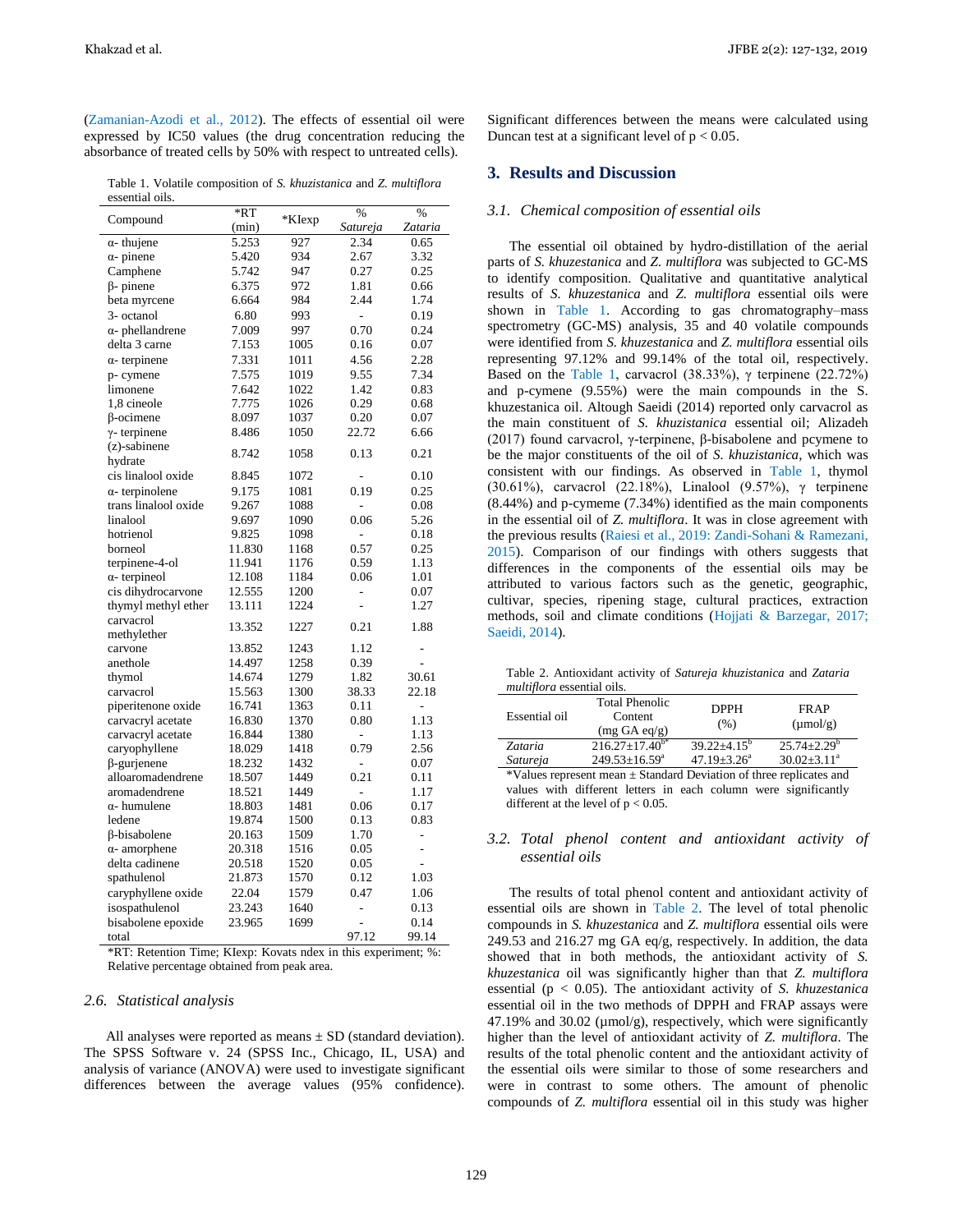(Zamanian-Azodi et al., 2012). The effects of essential oil were expressed by IC50 values (the drug concentration reducing the absorbance of treated cells by 50% with respect to untreated cells).

Table 1. Volatile composition of *S. khuzistanica* and *Z. multiflora* essential oils.

| Compound | *RT (min) | *KIexp | % *Satureja* | % *Zataria* |
|---|---|---|---|---|
| α- thujene | 5.253 | 927 | 2.34 | 0.65 |
| α- pinene | 5.420 | 934 | 2.67 | 3.32 |
| Camphene | 5.742 | 947 | 0.27 | 0.25 |
| β- pinene | 6.375 | 972 | 1.81 | 0.66 |
| beta myrcene | 6.664 | 984 | 2.44 | 1.74 |
| 3- octanol | 6.80 | 993 | - | 0.19 |
| α- phellandrene | 7.009 | 997 | 0.70 | 0.24 |
| delta 3 carne | 7.153 | 1005 | 0.16 | 0.07 |
| α- terpinene | 7.331 | 1011 | 4.56 | 2.28 |
| p- cymene | 7.575 | 1019 | 9.55 | 7.34 |
| limonene | 7.642 | 1022 | 1.42 | 0.83 |
| 1,8 cineole | 7.775 | 1026 | 0.29 | 0.68 |
| β-ocimene | 8.097 | 1037 | 0.20 | 0.07 |
| γ- terpinene | 8.486 | 1050 | 22.72 | 6.66 |
| (z)-sabinene hydrate | 8.742 | 1058 | 0.13 | 0.21 |
| cis linalool oxide | 8.845 | 1072 | - | 0.10 |
| α- terpinolene | 9.175 | 1081 | 0.19 | 0.25 |
| trans linalool oxide | 9.267 | 1088 | - | 0.08 |
| linalool | 9.697 | 1090 | 0.06 | 5.26 |
| hotrienol | 9.825 | 1098 | - | 0.18 |
| borneol | 11.830 | 1168 | 0.57 | 0.25 |
| terpinene-4-ol | 11.941 | 1176 | 0.59 | 1.13 |
| α- terpineol | 12.108 | 1184 | 0.06 | 1.01 |
| cis dihydrocarvone | 12.555 | 1200 | - | 0.07 |
| thymyl methyl ether | 13.111 | 1224 | - | 1.27 |
| carvacrol methylether | 13.352 | 1227 | 0.21 | 1.88 |
| carvone | 13.852 | 1243 | 1.12 | - |
| anethole | 14.497 | 1258 | 0.39 | - |
| thymol | 14.674 | 1279 | 1.82 | 30.61 |
| carvacrol | 15.563 | 1300 | 38.33 | 22.18 |
| piperitenone oxide | 16.741 | 1363 | 0.11 | - |
| carvacryl acetate | 16.830 | 1370 | 0.80 | 1.13 |
| carvacryl acetate | 16.844 | 1380 | - | 1.13 |
| caryophyllene | 18.029 | 1418 | 0.79 | 2.56 |
| β-gurjenene | 18.232 | 1432 | - | 0.07 |
| alloaromadendrene | 18.507 | 1449 | 0.21 | 0.11 |
| aromadendrene | 18.521 | 1449 | - | 1.17 |
| α- humulene | 18.803 | 1481 | 0.06 | 0.17 |
| ledene | 19.874 | 1500 | 0.13 | 0.83 |
| β-bisabolene | 20.163 | 1509 | 1.70 | - |
| α- amorphene | 20.318 | 1516 | 0.05 | - |
| delta cadinene | 20.518 | 1520 | 0.05 | - |
| spathulenol | 21.873 | 1570 | 0.12 | 1.03 |
| caryphyllene oxide | 22.04 | 1579 | 0.47 | 1.06 |
| isospathulenol | 23.243 | 1640 | - | 0.13 |
| bisabolene epoxide | 23.965 | 1699 | - | 0.14 |
| total | | | 97.12 | 99.14 |

*RT: Retention Time; KIexp: Kovats ndex in this experiment; %: Relative percentage obtained from peak area.

### 2.6. Statistical analysis

All analyses were reported as means ± SD (standard deviation). The SPSS Software v. 24 (SPSS Inc., Chicago, IL, USA) and analysis of variance (ANOVA) were used to investigate significant differences between the average values (95% confidence). Significant differences between the means were calculated using Duncan test at a significant level of $p < 0.05$.

## 3. Results and Discussion

### 3.1. Chemical composition of essential oils

The essential oil obtained by hydro-distillation of the aerial parts of *S. khuzestanica* and *Z. multiflora* was subjected to GC-MS to identify composition. Qualitative and quantitative analytical results of *S. khuzestanica* and *Z. multiflora* essential oils were shown in Table 1. According to gas chromatography–mass spectrometry (GC-MS) analysis, 35 and 40 volatile compounds were identified from *S. khuzestanica* and *Z. multiflora* essential oils representing 97.12% and 99.14% of the total oil, respectively. Based on the Table 1, carvacrol (38.33%), γ terpinene (22.72%) and p-cymene (9.55%) were the main compounds in the S. khuzestanica oil. Altough Saeidi (2014) reported only carvacrol as the main constituent of *S. khuzistanica* essential oil; Alizadeh (2017) found carvacrol, γ-terpinene, β-bisabolene and pcymene to be the major constituents of the oil of *S. khuzistanica*, which was consistent with our findings. As observed in Table 1, thymol (30.61%), carvacrol (22.18%), Linalool (9.57%), γ terpinene (8.44%) and p-cymeme (7.34%) identified as the main components in the essential oil of *Z. multiflora*. It was in close agreement with the previous results (Raiesi et al., 2019: Zandi-Sohani & Ramezani, 2015). Comparison of our findings with others suggests that differences in the components of the essential oils may be attributed to various factors such as the genetic, geographic, cultivar, species, ripening stage, cultural practices, extraction methods, soil and climate conditions (Hojjati & Barzegar, 2017; Saeidi, 2014).

Table 2. Antioxidant activity of *Satureja khuzistanica* and *Zataria multiflora* essential oils.

| Essential oil | Total Phenolic Content (mg GA eq/g) | DPPH (%) | FRAP (μmol/g) |
|---|---|---|---|
| *Zataria* | 216.27±17.40[b*] | 39.22±4.15[b] | 25.74±2.29[b] |
| *Satureja* | 249.53±16.59[a] | 47.19±3.26[a] | 30.02±3.11[a] |

*Values represent mean ± Standard Deviation of three replicates and values with different letters in each column were significantly different at the level of $p < 0.05$.

### 3.2. Total phenol content and antioxidant activity of essential oils

The results of total phenol content and antioxidant activity of essential oils are shown in Table 2. The level of total phenolic compounds in *S. khuzestanica* and *Z. multiflora* essential oils were 249.53 and 216.27 mg GA eq/g, respectively. In addition, the data showed that in both methods, the antioxidant activity of *S. khuzestanica* oil was significantly higher than that *Z. multiflora* essential ($p < 0.05$). The antioxidant activity of *S. khuzestanica* essential oil in the two methods of DPPH and FRAP assays were 47.19% and 30.02 (μmol/g), respectively, which were significantly higher than the level of antioxidant activity of *Z. multiflora*. The results of the total phenolic content and the antioxidant activity of the essential oils were similar to those of some researchers and were in contrast to some others. The amount of phenolic compounds of *Z. multiflora* essential oil in this study was higher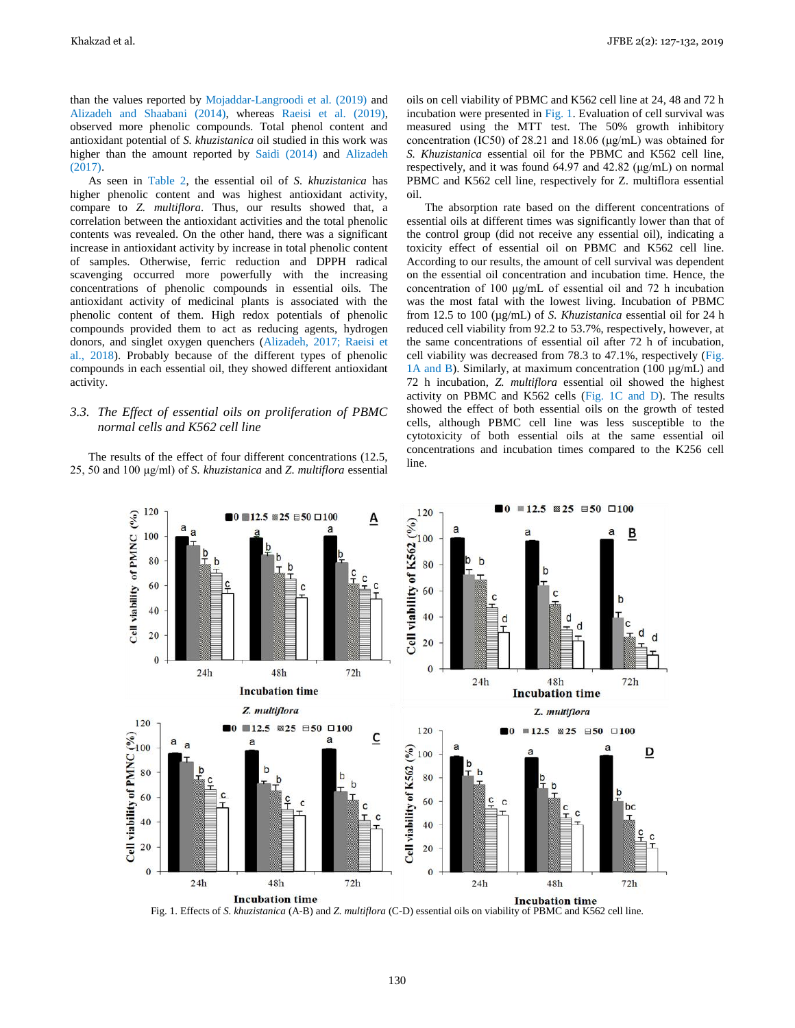than the values reported by Mojaddar-Langroodi et al. (2019) and Alizadeh and Shaabani (2014), whereas Raeisi et al. (2019), observed more phenolic compounds. Total phenol content and antioxidant potential of *S. khuzistanica* oil studied in this work was higher than the amount reported by Saidi (2014) and Alizadeh (2017).

As seen in Table 2, the essential oil of *S. khuzistanica* has higher phenolic content and was highest antioxidant activity, compare to *Z. multiflora*. Thus, our results showed that, a correlation between the antioxidant activities and the total phenolic contents was revealed. On the other hand, there was a significant increase in antioxidant activity by increase in total phenolic content of samples. Otherwise, ferric reduction and DPPH radical scavenging occurred more powerfully with the increasing concentrations of phenolic compounds in essential oils. The antioxidant activity of medicinal plants is associated with the phenolic content of them. High redox potentials of phenolic compounds provided them to act as reducing agents, hydrogen donors, and singlet oxygen quenchers (Alizadeh, 2017; Raeisi et al., 2018). Probably because of the different types of phenolic compounds in each essential oil, they showed different antioxidant activity.

### 3.3. *The Effect of essential oils on proliferation of PBMC normal cells and K562 cell line*

The results of the effect of four different concentrations (12.5, 25, 50 and 100 µg/ml) of *S. khuzistanica* and *Z. multiflora* essential oils on cell viability of PBMC and K562 cell line at 24, 48 and 72 h incubation were presented in Fig. 1. Evaluation of cell survival was measured using the MTT test. The 50% growth inhibitory concentration ($IC_{50}$) of 28.21 and 18.06 (µg/mL) was obtained for *S. Khuzistanica* essential oil for the PBMC and K562 cell line, respectively, and it was found 64.97 and 42.82 (µg/mL) on normal PBMC and K562 cell line, respectively for Z. multiflora essential oil.

The absorption rate based on the different concentrations of essential oils at different times was significantly lower than that of the control group (did not receive any essential oil), indicating a toxicity effect of essential oil on PBMC and K562 cell line. According to our results, the amount of cell survival was dependent on the essential oil concentration and incubation time. Hence, the concentration of 100 µg/mL of essential oil and 72 h incubation was the most fatal with the lowest living. Incubation of PBMC from 12.5 to 100 (µg/mL) of *S. Khuzistanica* essential oil for 24 h reduced cell viability from 92.2 to 53.7%, respectively, however, at the same concentrations of essential oil after 72 h of incubation, cell viability was decreased from 78.3 to 47.1%, respectively (Fig. 1A and B). Similarly, at maximum concentration (100 µg/mL) and 72 h incubation, *Z. multiflora* essential oil showed the highest activity on PBMC and K562 cells (Fig. 1C and D). The results showed the effect of both essential oils on the growth of tested cells, although PBMC cell line was less susceptible to the cytotoxicity of both essential oils at the same essential oil concentrations and incubation times compared to the K256 cell line.

Fig. 1. Effects of *S. khuzistanica* (A-B) and *Z. multiflora* (C-D) essential oils on viability of PBMC and K562 cell line.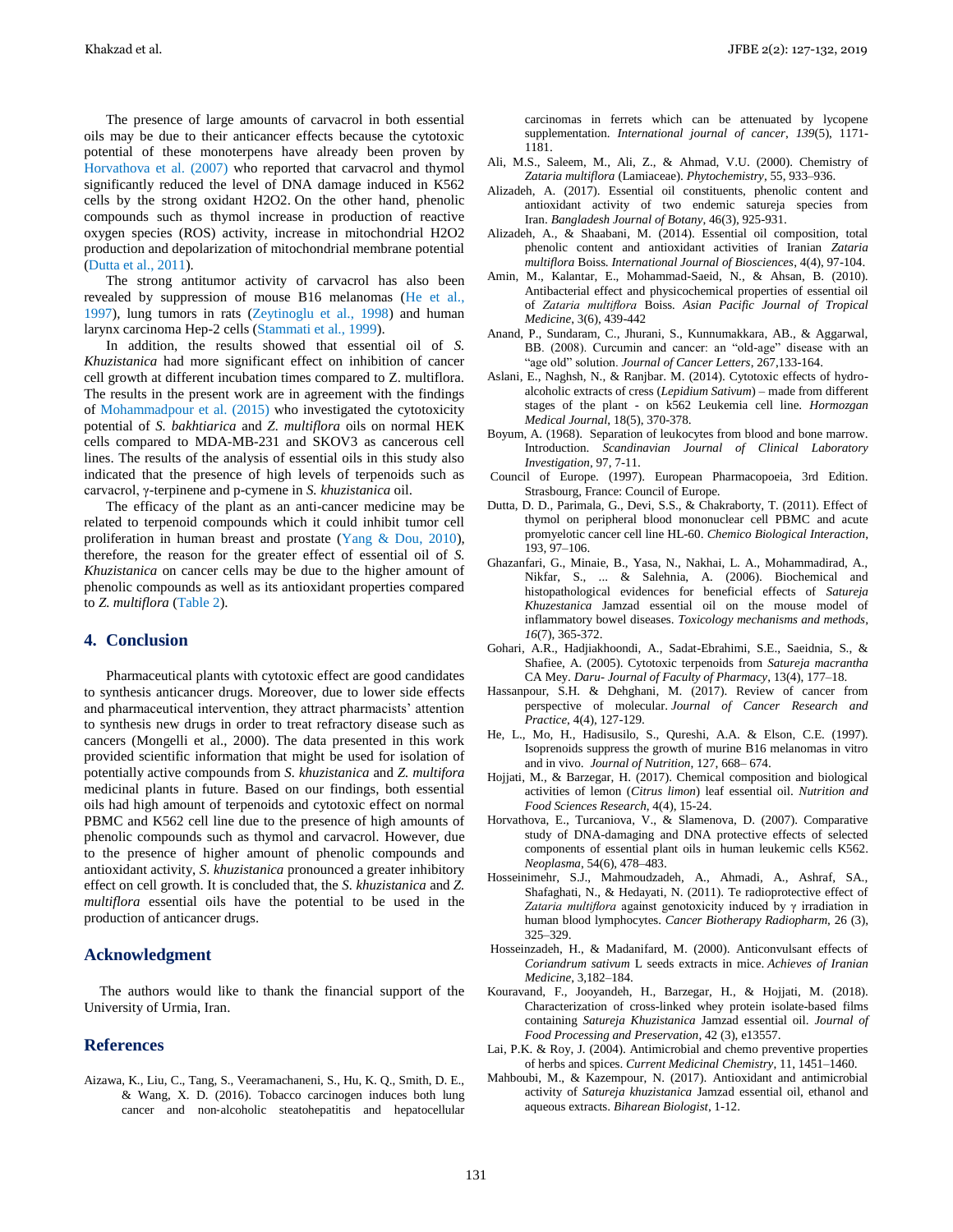The presence of large amounts of carvacrol in both essential oils may be due to their anticancer effects because the cytotoxic potential of these monoterpens have already been proven by Horvathova et al. (2007) who reported that carvacrol and thymol significantly reduced the level of DNA damage induced in K562 cells by the strong oxidant H2O2. On the other hand, phenolic compounds such as thymol increase in production of reactive oxygen species (ROS) activity, increase in mitochondrial H2O2 production and depolarization of mitochondrial membrane potential (Dutta et al., 2011).

The strong antitumor activity of carvacrol has also been revealed by suppression of mouse B16 melanomas (He et al., 1997), lung tumors in rats (Zeytinoglu et al., 1998) and human larynx carcinoma Hep-2 cells (Stammati et al., 1999).

In addition, the results showed that essential oil of *S. Khuzistanica* had more significant effect on inhibition of cancer cell growth at different incubation times compared to Z. multiflora. The results in the present work are in agreement with the findings of Mohammadpour et al. (2015) who investigated the cytotoxicity potential of *S. bakhtiarica* and *Z. multiflora* oils on normal HEK cells compared to MDA-MB-231 and SKOV3 as cancerous cell lines. The results of the analysis of essential oils in this study also indicated that the presence of high levels of terpenoids such as carvacrol, γ-terpinene and p-cymene in *S. khuzistanica* oil.

The efficacy of the plant as an anti-cancer medicine may be related to terpenoid compounds which it could inhibit tumor cell proliferation in human breast and prostate (Yang & Dou, 2010), therefore, the reason for the greater effect of essential oil of *S. Khuzistanica* on cancer cells may be due to the higher amount of phenolic compounds as well as its antioxidant properties compared to *Z. multiflora* (Table 2).

## 4. Conclusion

Pharmaceutical plants with cytotoxic effect are good candidates to synthesis anticancer drugs. Moreover, due to lower side effects and pharmaceutical intervention, they attract pharmacists' attention to synthesis new drugs in order to treat refractory disease such as cancers (Mongelli et al., 2000). The data presented in this work provided scientific information that might be used for isolation of potentially active compounds from *S. khuzistanica* and *Z. multifora* medicinal plants in future. Based on our findings, both essential oils had high amount of terpenoids and cytotoxic effect on normal PBMC and K562 cell line due to the presence of high amounts of phenolic compounds such as thymol and carvacrol. However, due to the presence of higher amount of phenolic compounds and antioxidant activity, *S. khuzistanica* pronounced a greater inhibitory effect on cell growth. It is concluded that, the *S. khuzistanica* and *Z. multiflora* essential oils have the potential to be used in the production of anticancer drugs.

## Acknowledgment

The authors would like to thank the financial support of the University of Urmia, Iran.

## References

Aizawa, K., Liu, C., Tang, S., Veeramachaneni, S., Hu, K. Q., Smith, D. E., & Wang, X. D. (2016). Tobacco carcinogen induces both lung cancer and non‐alcoholic steatohepatitis and hepatocellular carcinomas in ferrets which can be attenuated by lycopene supplementation. *International journal of cancer*, *139*(5), 1171-1181.

Ali, M.S., Saleem, M., Ali, Z., & Ahmad, V.U. (2000). Chemistry of *Zataria multiflora* (Lamiaceae). *Phytochemistry*, 55, 933–936.

Alizadeh, A. (2017). Essential oil constituents, phenolic content and antioxidant activity of two endemic satureja species from Iran. *Bangladesh Journal of Botany*, 46(3), 925-931.

Alizadeh, A., & Shaabani, M. (2014). Essential oil composition, total phenolic content and antioxidant activities of Iranian *Zataria multiflora* Boiss. *International Journal of Biosciences*, 4(4), 97-104.

Amin, M., Kalantar, E., Mohammad-Saeid, N., & Ahsan, B. (2010). Antibacterial effect and physicochemical properties of essential oil of *Zataria multiflora* Boiss. *Asian Pacific Journal of Tropical Medicine*, 3(6), 439-442

Anand, P., Sundaram, C., Jhurani, S., Kunnumakkara, AB., & Aggarwal, BB. (2008). Curcumin and cancer: an "old-age" disease with an "age old" solution. *Journal of Cancer Letters*, 267,133-164.

Aslani, E., Naghsh, N., & Ranjbar. M. (2014). Cytotoxic effects of hydro-alcoholic extracts of cress (*Lepidium Sativum*) – made from different stages of the plant - on k562 Leukemia cell line. *Hormozgan Medical Journal*, 18(5), 370-378.

Boyum, A. (1968). Separation of leukocytes from blood and bone marrow. Introduction. *Scandinavian Journal of Clinical Laboratory Investigation*, 97, 7-11.

Council of Europe. (1997). European Pharmacopoeia, 3rd Edition. Strasbourg, France: Council of Europe.

Dutta, D. D., Parimala, G., Devi, S.S., & Chakraborty, T. (2011). Effect of thymol on peripheral blood mononuclear cell PBMC and acute promyelotic cancer cell line HL-60. *Chemico Biological Interaction*, 193, 97–106.

Ghazanfari, G., Minaie, B., Yasa, N., Nakhai, L. A., Mohammadirad, A., Nikfar, S., ... & Salehnia, A. (2006). Biochemical and histopathological evidences for beneficial effects of *Satureja Khuzestanica* Jamzad essential oil on the mouse model of inflammatory bowel diseases. *Toxicology mechanisms and methods*, *16*(7), 365-372.

Gohari, A.R., Hadjiakhoondi, A., Sadat-Ebrahimi, S.E., Saeidnia, S., & Shafiee, A. (2005). Cytotoxic terpenoids from *Satureja macrantha* CA Mey. *Daru- Journal of Faculty of Pharmacy*, 13(4), 177–18.

Hassanpour, S.H. & Dehghani, M. (2017). Review of cancer from perspective of molecular. *Journal of Cancer Research and Practice*, 4(4), 127-129.

He, L., Mo, H., Hadisusilo, S., Qureshi, A.A. & Elson, C.E. (1997). Isoprenoids suppress the growth of murine B16 melanomas in vitro and in vivo. *Journal of Nutrition*, 127, 668– 674.

Hojjati, M., & Barzegar, H. (2017). Chemical composition and biological activities of lemon (*Citrus limon*) leaf essential oil. *Nutrition and Food Sciences Research*, 4(4), 15-24.

Horvathova, E., Turcaniova, V., & Slamenova, D. (2007). Comparative study of DNA-damaging and DNA protective effects of selected components of essential plant oils in human leukemic cells K562. *Neoplasma*, 54(6), 478–483.

Hosseinimehr, S.J., Mahmoudzadeh, A., Ahmadi, A., Ashraf, SA., Shafaghati, N., & Hedayati, N. (2011). Te radioprotective effect of *Zataria multiflora* against genotoxicity induced by γ irradiation in human blood lymphocytes. *Cancer Biotherapy Radiopharm*, 26 (3), 325–329.

Hosseinzadeh, H., & Madanifard, M. (2000). Anticonvulsant effects of *Coriandrum sativum* L seeds extracts in mice. *Achieves of Iranian Medicine*, 3,182–184.

Kouravand, F., Jooyandeh, H., Barzegar, H., & Hojjati, M. (2018). Characterization of cross-linked whey protein isolate-based films containing *Satureja Khuzistanica* Jamzad essential oil. *Journal of Food Processing and Preservation*, 42 (3), e13557.

Lai, P.K. & Roy, J. (2004). Antimicrobial and chemo preventive properties of herbs and spices. *Current Medicinal Chemistry*, 11, 1451–1460.

Mahboubi, M., & Kazempour, N. (2017). Antioxidant and antimicrobial activity of *Satureja khuzistanica* Jamzad essential oil, ethanol and aqueous extracts. *Biharean Biologist*, 1-12.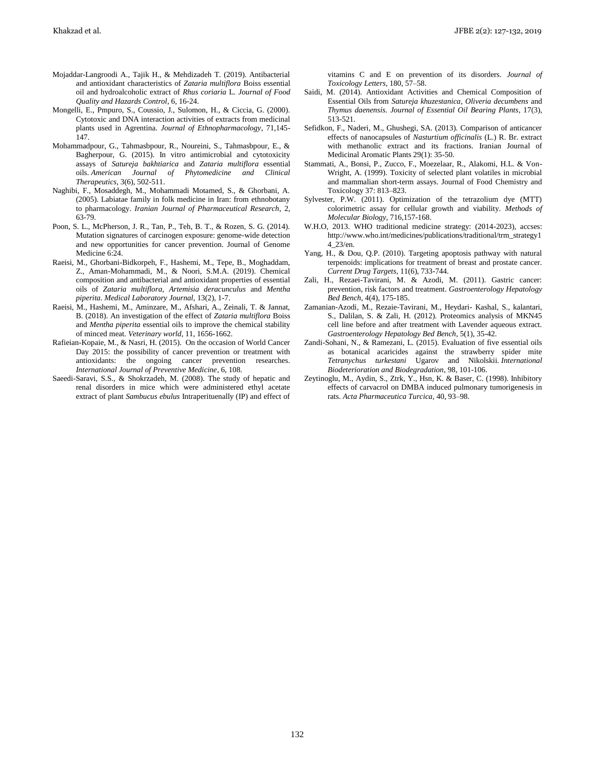Mojaddar-Langroodi A., Tajik H., & Mehdizadeh T. (2019). Antibacterial and antioxidant characteristics of *Zataria multiflora* Boiss essential oil and hydroalcoholic extract of *Rhus coriaria* L. *Journal of Food Quality and Hazards Control*, 6, 16-24.

Mongelli, E., Pmpuro, S., Coussio, J., Sulomon, H., & Ciccia, G. (2000). Cytotoxic and DNA interaction activities of extracts from medicinal plants used in Agrentina. *Journal of Ethnopharmacology*, 71,145-147.

Mohammadpour, G., Tahmasbpour, R., Noureini, S., Tahmasbpour, E., & Bagherpour, G. (2015). In vitro antimicrobial and cytotoxicity assays of *Satureja bakhtiarica* and *Zataria multiflora* essential oils. *American Journal of Phytomedicine and Clinical Therapeutics*, 3(6), 502-511.

Naghibi, F., Mosaddegh, M., Mohammadi Motamed, S., & Ghorbani, A. (2005). Labiatae family in folk medicine in Iran: from ethnobotany to pharmacology. *Iranian Journal of Pharmaceutical Research*, 2, 63-79.

Poon, S. L., McPherson, J. R., Tan, P., Teh, B. T., & Rozen, S. G. (2014). Mutation signatures of carcinogen exposure: genome-wide detection and new opportunities for cancer prevention. Journal of Genome Medicine 6:24.

Raeisi, M., Ghorbani-Bidkorpeh, F., Hashemi, M., Tepe, B., Moghaddam, Z., Aman-Mohammadi, M., & Noori, S.M.A. (2019). Chemical composition and antibacterial and antioxidant properties of essential oils of *Zataria multiflora*, *Artemisia deracunculus* and *Mentha piperita*. *Medical Laboratory Journal*, 13(2), 1-7.

Raeisi, M., Hashemi, M., Aminzare, M., Afshari, A., Zeinali, T. & Jannat, B. (2018). An investigation of the effect of *Zataria multiflora* Boiss and *Mentha piperita* essential oils to improve the chemical stability of minced meat. *Veterinary world*, 11, 1656-1662.

Rafieian-Kopaie, M., & Nasri, H. (2015). On the occasion of World Cancer Day 2015: the possibility of cancer prevention or treatment with antioxidants: the ongoing cancer prevention researches. *International Journal of Preventive Medicine*, 6, 108.

Saeedi-Saravi, S.S., & Shokrzadeh, M. (2008). The study of hepatic and renal disorders in mice which were administered ethyl acetate extract of plant *Sambucus ebulus* Intraperituenally (IP) and effect of vitamins C and E on prevention of its disorders. *Journal of Toxicology Letters*, 180, 57–58.

Saidi, M. (2014). Antioxidant Activities and Chemical Composition of Essential Oils from *Satureja khuzestanica*, *Oliveria decumbens* and *Thymus daenensis*. *Journal of Essential Oil Bearing Plants*, 17(3), 513-521.

Sefidkon, F., Naderi, M., Ghushegi, SA. (2013). Comparison of anticancer effects of nanocapsules of *Nasturtium officinalis* (L.) R. Br. extract with methanolic extract and its fractions. Iranian Journal of Medicinal Aromatic Plants 29(1): 35-50.

Stammati, A., Bonsi, P., Zucco, F., Moezelaar, R., Alakomi, H.L. & Von-Wright, A. (1999). Toxicity of selected plant volatiles in microbial and mammalian short-term assays. Journal of Food Chemistry and Toxicology 37: 813–823.

Sylvester, P.W. (2011). Optimization of the tetrazolium dye (MTT) colorimetric assay for cellular growth and viability. *Methods of Molecular Biology*, 716,157-168.

W.H.O, 2013. WHO traditional medicine strategy: (2014-2023), accses: http://www.who.int/medicines/publications/traditional/trm_strategy14_23/en.

Yang, H., & Dou, Q.P. (2010). Targeting apoptosis pathway with natural terpenoids: implications for treatment of breast and prostate cancer. *Current Drug Targets*, 11(6), 733-744.

Zali, H., Rezaei-Tavirani, M. & Azodi, M. (2011). Gastric cancer: prevention, risk factors and treatment. *Gastroenterology Hepatology Bed Bench*, 4(4), 175-185.

Zamanian-Azodi, M., Rezaie-Tavirani, M., Heydari- Kashal, S., kalantari, S., Dalilan, S. & Zali, H. (2012). Proteomics analysis of MKN45 cell line before and after treatment with Lavender aqueous extract. *Gastroenterology Hepatology Bed Bench*, 5(1), 35-42.

Zandi-Sohani, N., & Ramezani, L. (2015). Evaluation of five essential oils as botanical acaricides against the strawberry spider mite *Tetranychus turkestani* Ugarov and Nikolskii. *International Biodeterioration and Biodegradation*, 98, 101-106.

Zeytinoglu, M., Aydin, S., Ztrk, Y., Hsn, K. & Baser, C. (1998). Inhibitory effects of carvacrol on DMBA induced pulmonary tumorigenesis in rats. *Acta Pharmaceutica Turcica*, 40, 93–98.